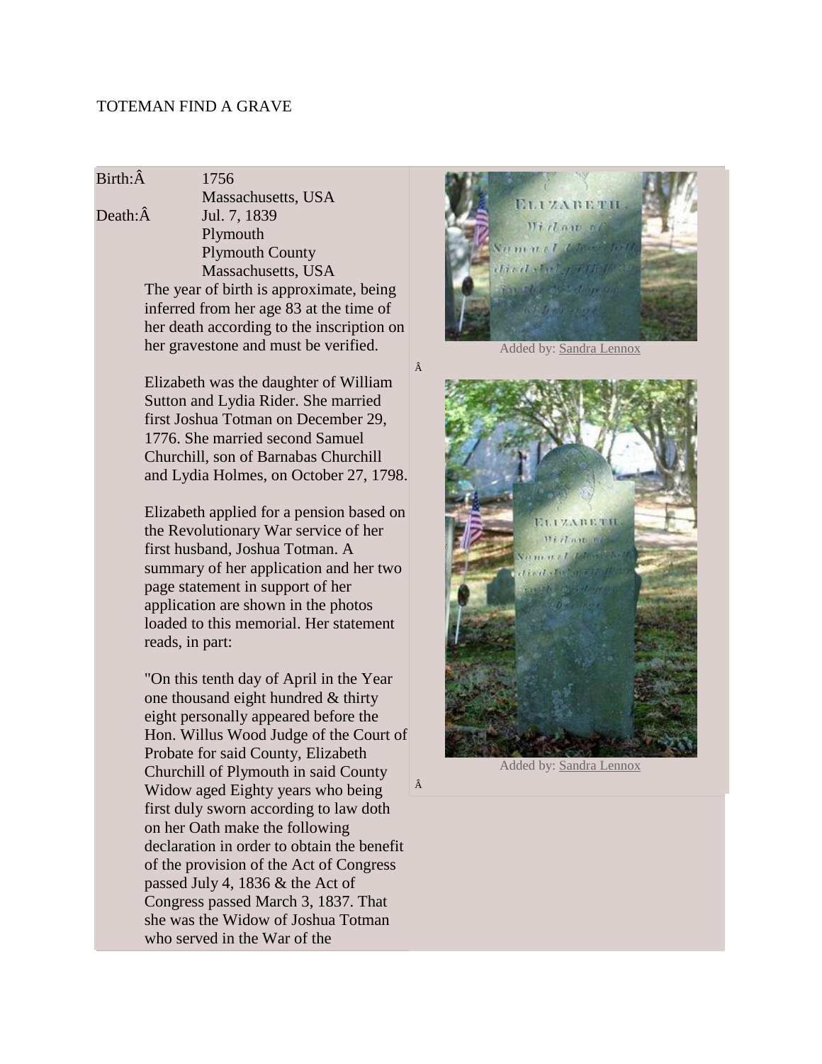TOTEMAN FIND A GRAVE

Birth:Â 1756
Massachusetts, USA

Death:Â Jul. 7, 1839
Plymouth
Plymouth County
Massachusetts, USA

The year of birth is approximate, being inferred from her age 83 at the time of her death according to the inscription on her gravestone and must be verified.

Elizabeth was the daughter of William Sutton and Lydia Rider. She married first Joshua Totman on December 29, 1776. She married second Samuel Churchill, son of Barnabas Churchill and Lydia Holmes, on October 27, 1798.

Elizabeth applied for a pension based on the Revolutionary War service of her first husband, Joshua Totman. A summary of her application and her two page statement in support of her application are shown in the photos loaded to this memorial. Her statement reads, in part:

"On this tenth day of April in the Year one thousand eight hundred & thirty eight personally appeared before the Hon. Willus Wood Judge of the Court of Probate for said County, Elizabeth Churchill of Plymouth in said County Widow aged Eighty years who being first duly sworn according to law doth on her Oath make the following declaration in order to obtain the benefit of the provision of the Act of Congress passed July 4, 1836 & the Act of Congress passed March 3, 1837. That she was the Widow of Joshua Totman who served in the War of the

Added by: Sandra Lennox

Â

Added by: Sandra Lennox

Â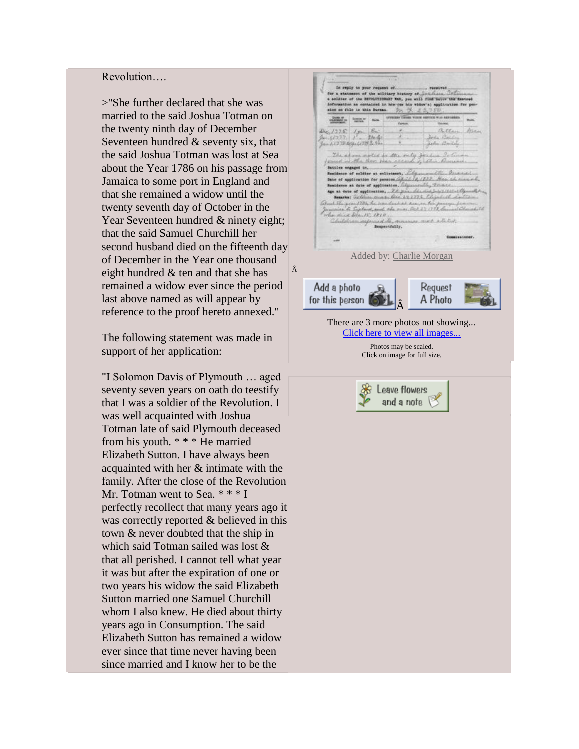Revolution….

>"She further declared that she was married to the said Joshua Totman on the twenty ninth day of December Seventeen hundred & seventy six, that the said Joshua Totman was lost at Sea about the Year 1786 on his passage from Jamaica to some port in England and that she remained a widow until the twenty seventh day of October in the Year Seventeen hundred & ninety eight; that the said Samuel Churchill her second husband died on the fifteenth day of December in the Year one thousand eight hundred & ten and that she has remained a widow ever since the period last above named as will appear by reference to the proof hereto annexed."

The following statement was made in support of her application:

"I Solomon Davis of Plymouth … aged seventy seven years on oath do teestify that I was a soldier of the Revolution. I was well acquainted with Joshua Totman late of said Plymouth deceased from his youth. * * * He married Elizabeth Sutton. I have always been acquainted with her & intimate with the family. After the close of the Revolution Mr. Totman went to Sea. * * * I perfectly recollect that many years ago it was correctly reported & believed in this town & never doubted that the ship in which said Totman sailed was lost & that all perished. I cannot tell what year it was but after the expiration of one or two years his widow the said Elizabeth Sutton married one Samuel Churchill whom I also knew. He died about thirty years ago in Consumption. The said Elizabeth Sutton has remained a widow ever since that time never having been since married and I know her to be the

Added by: Charlie Morgan

There are 3 more photos not showing...
Click here to view all images...

Photos may be scaled.
Click on image for full size.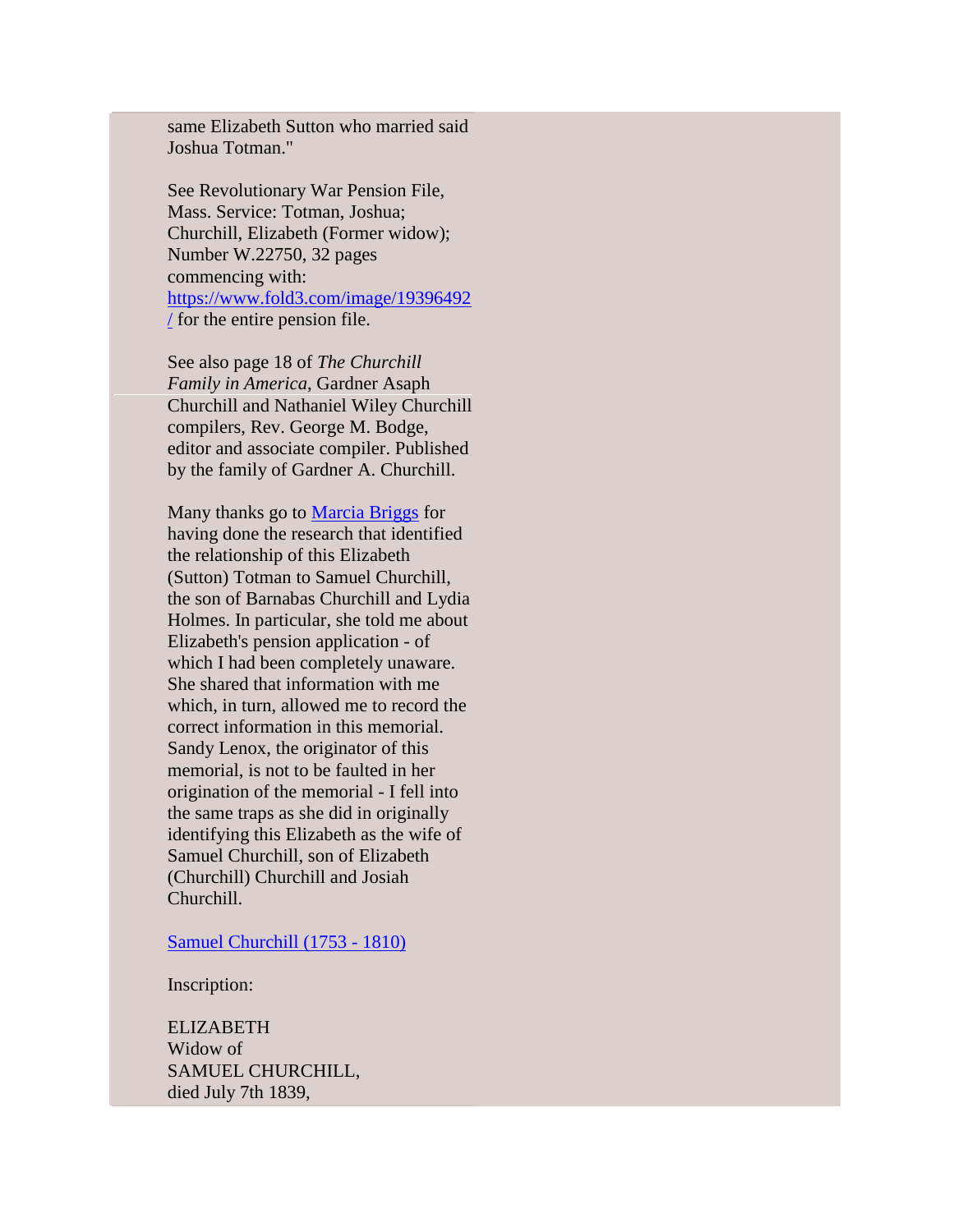same Elizabeth Sutton who married said Joshua Totman."

See Revolutionary War Pension File, Mass. Service: Totman, Joshua; Churchill, Elizabeth (Former widow); Number W.22750, 32 pages commencing with: [https://www.fold3.com/image/19396492/](https://www.fold3.com/image/19396492/) for the entire pension file.

See also page 18 of *The Churchill Family in America*, Gardner Asaph Churchill and Nathaniel Wiley Churchill compilers, Rev. George M. Bodge, editor and associate compiler. Published by the family of Gardner A. Churchill.

Many thanks go to [Marcia Briggs]() for having done the research that identified the relationship of this Elizabeth (Sutton) Totman to Samuel Churchill, the son of Barnabas Churchill and Lydia Holmes. In particular, she told me about Elizabeth's pension application - of which I had been completely unaware. She shared that information with me which, in turn, allowed me to record the correct information in this memorial. Sandy Lenox, the originator of this memorial, is not to be faulted in her origination of the memorial - I fell into the same traps as she did in originally identifying this Elizabeth as the wife of Samuel Churchill, son of Elizabeth (Churchill) Churchill and Josiah Churchill.

[Samuel Churchill (1753 - 1810)]()

Inscription:

ELIZABETH
Widow of
SAMUEL CHURCHILL,
died July 7th 1839,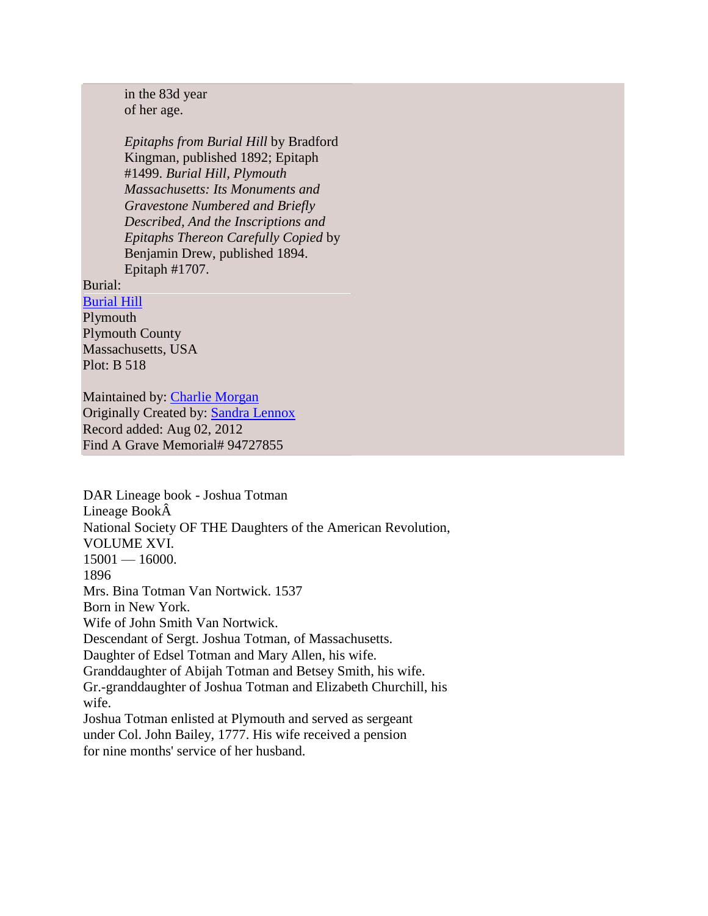in the 83d year
of her age.

*Epitaphs from Burial Hill* by Bradford Kingman, published 1892; Epitaph #1499. *Burial Hill, Plymouth Massachusetts: Its Monuments and Gravestone Numbered and Briefly Described, And the Inscriptions and Epitaphs Thereon Carefully Copied* by Benjamin Drew, published 1894. Epitaph #1707.

Burial:
Burial Hill
Plymouth
Plymouth County
Massachusetts, USA
Plot: B 518

Maintained by: Charlie Morgan
Originally Created by: Sandra Lennox
Record added: Aug 02, 2012
Find A Grave Memorial# 94727855

DAR Lineage book - Joshua Totman
Lineage BookÂ
National Society OF THE Daughters of the American Revolution,
VOLUME XVI.
15001 — 16000.
1896
Mrs. Bina Totman Van Nortwick. 1537
Born in New York.
Wife of John Smith Van Nortwick.
Descendant of Sergt. Joshua Totman, of Massachusetts.
Daughter of Edsel Totman and Mary Allen, his wife.
Granddaughter of Abijah Totman and Betsey Smith, his wife.
Gr.-granddaughter of Joshua Totman and Elizabeth Churchill, his wife.
Joshua Totman enlisted at Plymouth and served as sergeant under Col. John Bailey, 1777. His wife received a pension for nine months' service of her husband.